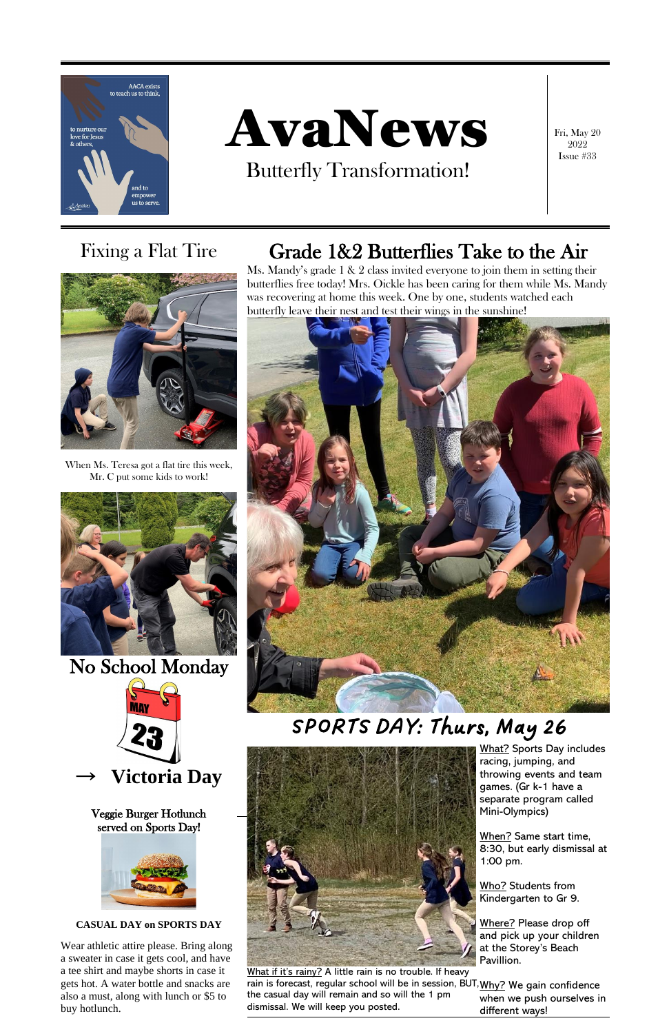# AvaNews

## Butterfly Transformation!

Fri, May 20 2022
Issue #33

AACA exists to teach us to think, to nurture our love for Jesus & others, and to empower us to serve.

## Grade 1&2 Butterflies Take to the Air

Ms. Mandy's grade 1 & 2 class invited everyone to join them in setting their butterflies free today! Mrs. Oickle has been caring for them while Ms. Mandy was recovering at home this week. One by one, students watched each butterfly leave their nest and test their wings in the sunshine!

## Fixing a Flat Tire

When Ms. Teresa got a flat tire this week, Mr. C put some kids to work!

## No School Monday

MAY 23

→ **Victoria Day**

## SPORTS DAY: Thurs, May 26

What? Sports Day includes racing, jumping, and throwing events and team games. (Gr k-1 have a separate program called Mini-Olympics)

When? Same start time, 8:30, but early dismissal at 1:00 pm.

Who? Students from Kindergarten to Gr 9.

Where? Please drop off and pick up your children at the Storey's Beach Pavillion.

Why? We gain confidence when we push ourselves in different ways!

What if it's rainy? A little rain is no trouble. If heavy rain is forecast, regular school will be in session, BUT, the casual day will remain and so will the 1 pm dismissal. We will keep you posted.

Veggie Burger Hotlunch served on Sports Day!

**CASUAL DAY on SPORTS DAY**

Wear athletic attire please. Bring along a sweater in case it gets cool, and have a tee shirt and maybe shorts in case it gets hot. A water bottle and snacks are also a must, along with lunch or $5 to buy hotlunch.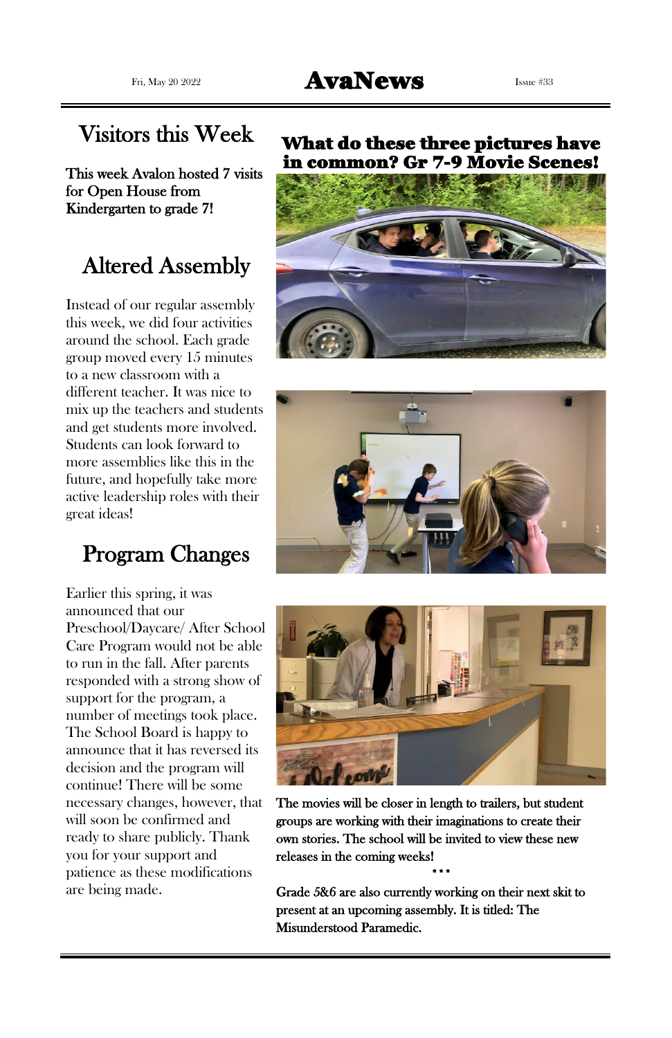Fri, May 20 2022 **AvaNews** Issue #33

## Visitors this Week

This week Avalon hosted 7 visits for Open House from Kindergarten to grade 7!

## Altered Assembly

Instead of our regular assembly this week, we did four activities around the school. Each grade group moved every 15 minutes to a new classroom with a different teacher. It was nice to mix up the teachers and students and get students more involved. Students can look forward to more assemblies like this in the future, and hopefully take more active leadership roles with their great ideas!

## Program Changes

Earlier this spring, it was announced that our Preschool/Daycare/ After School Care Program would not be able to run in the fall. After parents responded with a strong show of support for the program, a number of meetings took place. The School Board is happy to announce that it has reversed its decision and the program will continue! There will be some necessary changes, however, that will soon be confirmed and ready to share publicly. Thank you for your support and patience as these modifications are being made.

## What do these three pictures have in common? Gr 7-9 Movie Scenes!

The movies will be closer in length to trailers, but student groups are working with their imaginations to create their own stories. The school will be invited to view these new releases in the coming weeks!

\*\*\*

Grade 5&6 are also currently working on their next skit to present at an upcoming assembly. It is titled: The Misunderstood Paramedic.